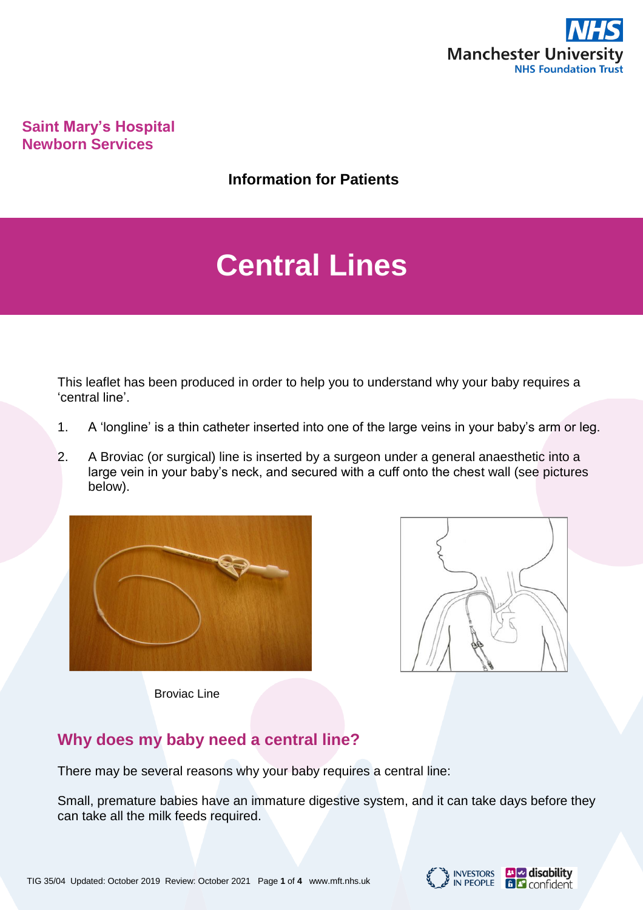Saint Mary's Hospital
Newborn Services

**Information for Patients**

# Central Lines

This leaflet has been produced in order to help you to understand why your baby requires a 'central line'.

1. A 'longline' is a thin catheter inserted into one of the large veins in your baby's arm or leg.
2. A Broviac (or surgical) line is inserted by a surgeon under a general anaesthetic into a large vein in your baby's neck, and secured with a cuff onto the chest wall (see pictures below).

Broviac Line

## Why does my baby need a central line?

There may be several reasons why your baby requires a central line:

Small, premature babies have an immature digestive system, and it can take days before they can take all the milk feeds required.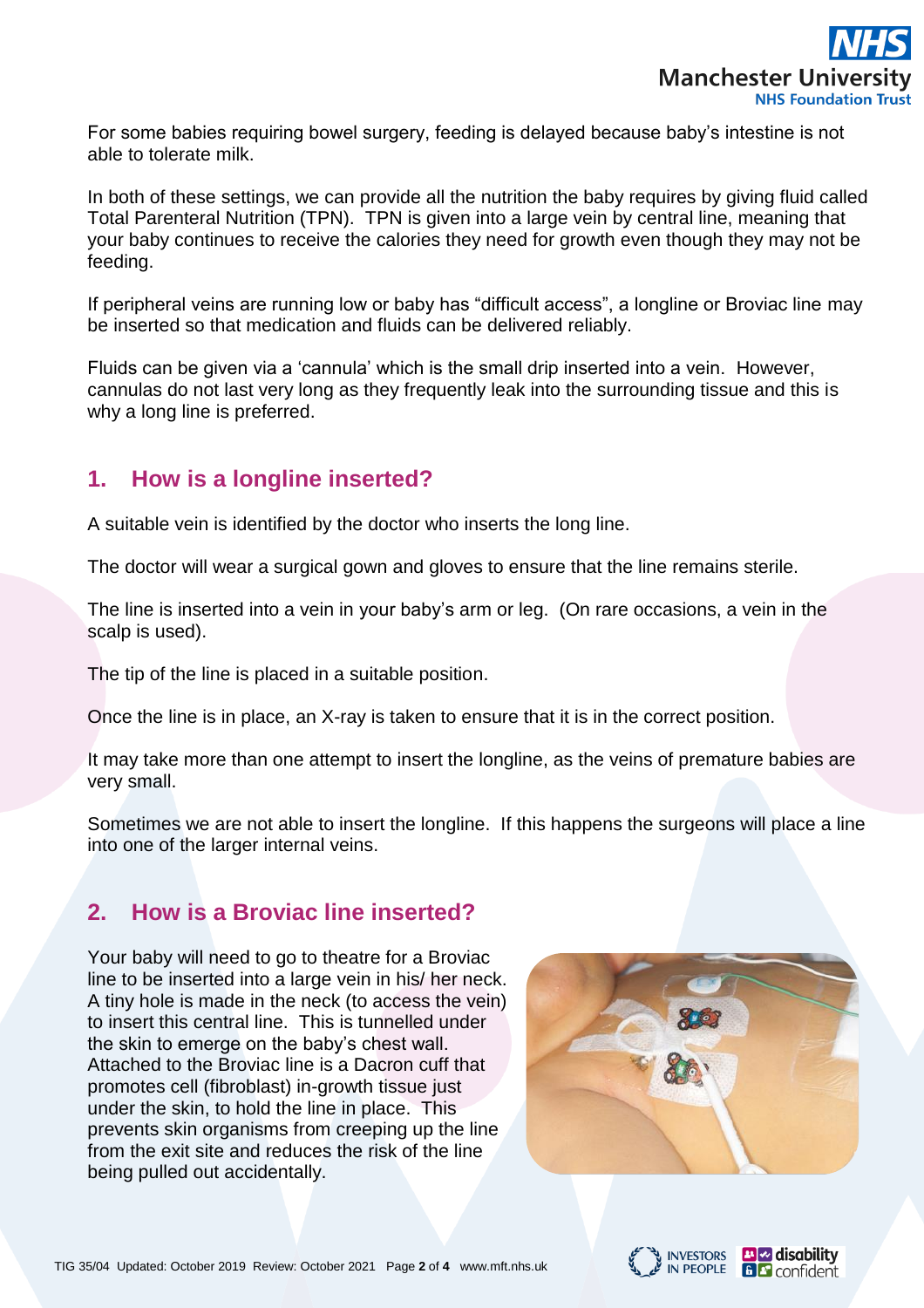For some babies requiring bowel surgery, feeding is delayed because baby's intestine is not able to tolerate milk.

In both of these settings, we can provide all the nutrition the baby requires by giving fluid called Total Parenteral Nutrition (TPN). TPN is given into a large vein by central line, meaning that your baby continues to receive the calories they need for growth even though they may not be feeding.

If peripheral veins are running low or baby has "difficult access", a longline or Broviac line may be inserted so that medication and fluids can be delivered reliably.

Fluids can be given via a 'cannula' which is the small drip inserted into a vein. However, cannulas do not last very long as they frequently leak into the surrounding tissue and this is why a long line is preferred.

## 1. How is a longline inserted?

A suitable vein is identified by the doctor who inserts the long line.

The doctor will wear a surgical gown and gloves to ensure that the line remains sterile.

The line is inserted into a vein in your baby's arm or leg. (On rare occasions, a vein in the scalp is used).

The tip of the line is placed in a suitable position.

Once the line is in place, an X-ray is taken to ensure that it is in the correct position.

It may take more than one attempt to insert the longline, as the veins of premature babies are very small.

Sometimes we are not able to insert the longline. If this happens the surgeons will place a line into one of the larger internal veins.

## 2. How is a Broviac line inserted?

Your baby will need to go to theatre for a Broviac line to be inserted into a large vein in his/ her neck. A tiny hole is made in the neck (to access the vein) to insert this central line. This is tunnelled under the skin to emerge on the baby's chest wall. Attached to the Broviac line is a Dacron cuff that promotes cell (fibroblast) in-growth tissue just under the skin, to hold the line in place. This prevents skin organisms from creeping up the line from the exit site and reduces the risk of the line being pulled out accidentally.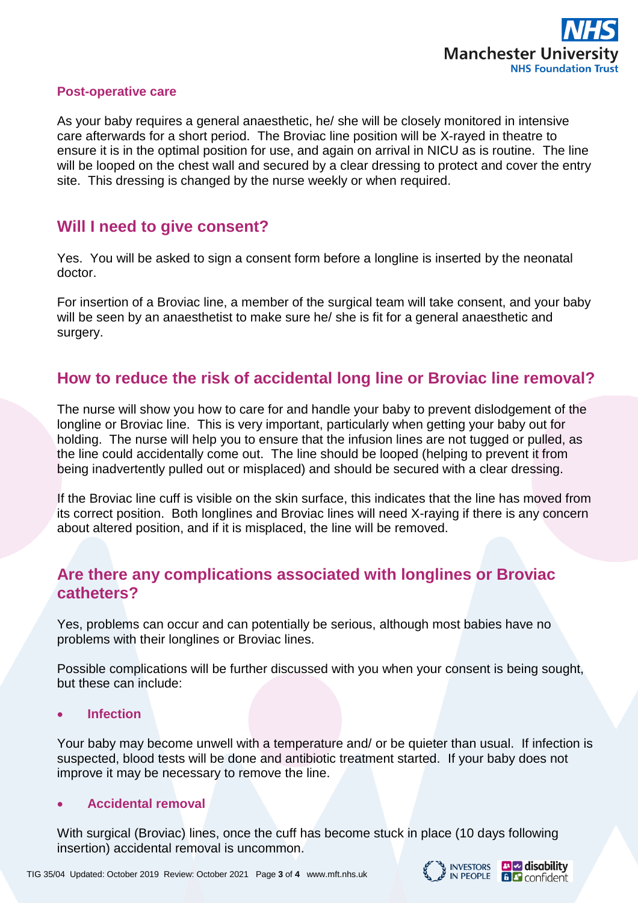### Post-operative care

As your baby requires a general anaesthetic, he/ she will be closely monitored in intensive care afterwards for a short period. The Broviac line position will be X-rayed in theatre to ensure it is in the optimal position for use, and again on arrival in NICU as is routine. The line will be looped on the chest wall and secured by a clear dressing to protect and cover the entry site. This dressing is changed by the nurse weekly or when required.

## Will I need to give consent?

Yes. You will be asked to sign a consent form before a longline is inserted by the neonatal doctor.

For insertion of a Broviac line, a member of the surgical team will take consent, and your baby will be seen by an anaesthetist to make sure he/ she is fit for a general anaesthetic and surgery.

## How to reduce the risk of accidental long line or Broviac line removal?

The nurse will show you how to care for and handle your baby to prevent dislodgement of the longline or Broviac line. This is very important, particularly when getting your baby out for holding. The nurse will help you to ensure that the infusion lines are not tugged or pulled, as the line could accidentally come out. The line should be looped (helping to prevent it from being inadvertently pulled out or misplaced) and should be secured with a clear dressing.

If the Broviac line cuff is visible on the skin surface, this indicates that the line has moved from its correct position. Both longlines and Broviac lines will need X-raying if there is any concern about altered position, and if it is misplaced, the line will be removed.

## Are there any complications associated with longlines or Broviac catheters?

Yes, problems can occur and can potentially be serious, although most babies have no problems with their longlines or Broviac lines.

Possible complications will be further discussed with you when your consent is being sought, but these can include:

- **Infection**

Your baby may become unwell with a temperature and/ or be quieter than usual. If infection is suspected, blood tests will be done and antibiotic treatment started. If your baby does not improve it may be necessary to remove the line.

- **Accidental removal**

With surgical (Broviac) lines, once the cuff has become stuck in place (10 days following insertion) accidental removal is uncommon.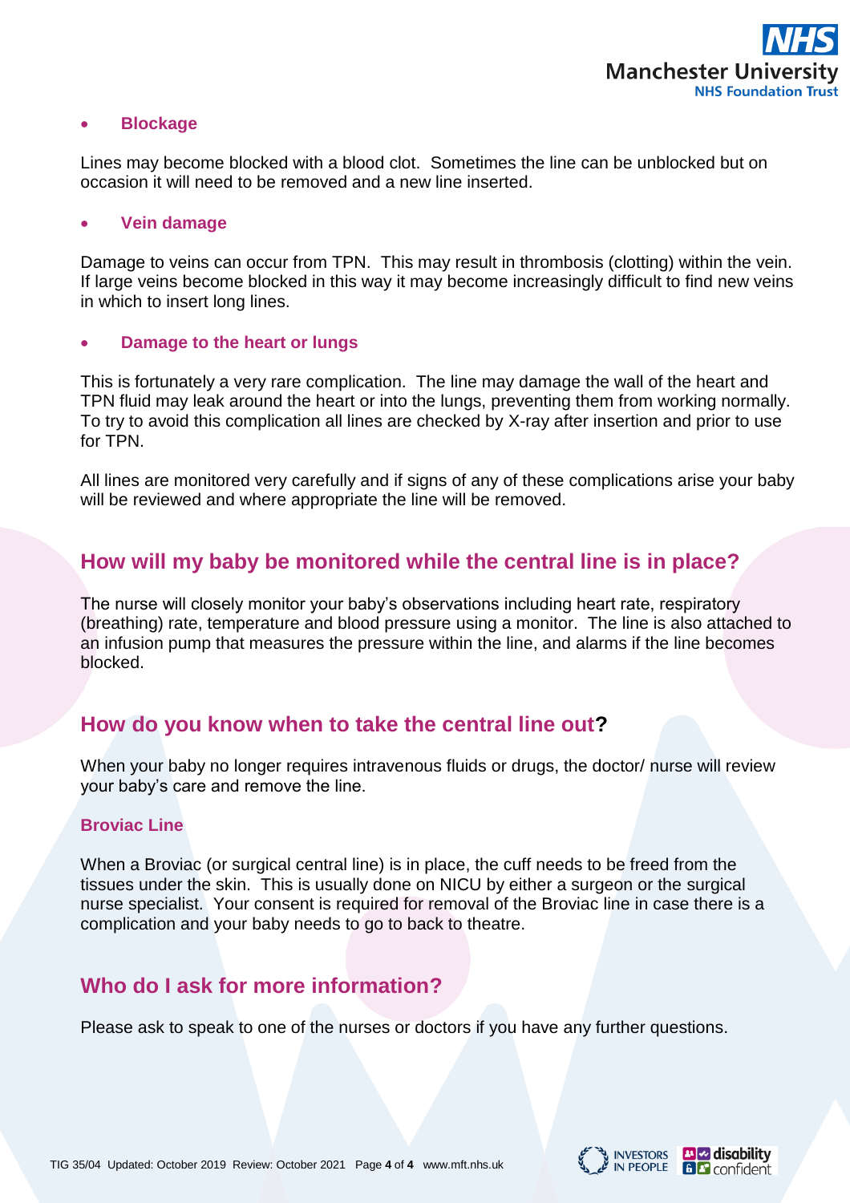- **Blockage**

Lines may become blocked with a blood clot. Sometimes the line can be unblocked but on occasion it will need to be removed and a new line inserted.

- **Vein damage**

Damage to veins can occur from TPN. This may result in thrombosis (clotting) within the vein. If large veins become blocked in this way it may become increasingly difficult to find new veins in which to insert long lines.

- **Damage to the heart or lungs**

This is fortunately a very rare complication. The line may damage the wall of the heart and TPN fluid may leak around the heart or into the lungs, preventing them from working normally. To try to avoid this complication all lines are checked by X-ray after insertion and prior to use for TPN.

All lines are monitored very carefully and if signs of any of these complications arise your baby will be reviewed and where appropriate the line will be removed.

## How will my baby be monitored while the central line is in place?

The nurse will closely monitor your baby's observations including heart rate, respiratory (breathing) rate, temperature and blood pressure using a monitor. The line is also attached to an infusion pump that measures the pressure within the line, and alarms if the line becomes blocked.

## How do you know when to take the central line out?

When your baby no longer requires intravenous fluids or drugs, the doctor/ nurse will review your baby's care and remove the line.

### Broviac Line

When a Broviac (or surgical central line) is in place, the cuff needs to be freed from the tissues under the skin. This is usually done on NICU by either a surgeon or the surgical nurse specialist. Your consent is required for removal of the Broviac line in case there is a complication and your baby needs to go to back to theatre.

## Who do I ask for more information?

Please ask to speak to one of the nurses or doctors if you have any further questions.

TIG 35/04 Updated: October 2019 Review: October 2021 www.mft.nhs.uk